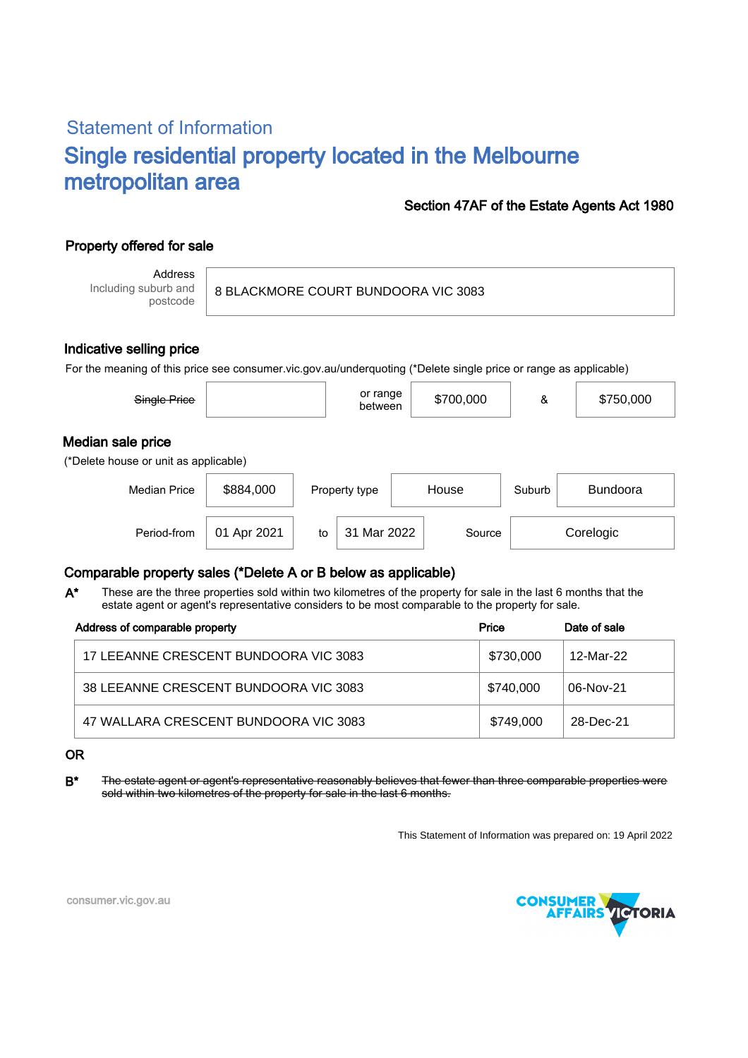## Statement of Information

# Single residential property located in the Melbourne metropolitan area

**Section 47AF of the Estate Agents Act 1980**

### Property offered for sale

| Address Including suburb and postcode | 8 BLACKMORE COURT BUNDOORA VIC 3083 |
|---|---|

### Indicative selling price

For the meaning of this price see consumer.vic.gov.au/underquoting (*Delete single price or range as applicable)

| ~~Single Price~~ | | or range between | $700,000 | & | $750,000 |
|---|---|---|---|---|---|

### Median sale price

(*Delete house or unit as applicable)

| Median Price | $884,000 | Property type | House | Suburb | Bundoora |
|---|---|---|---|---|---|
| Period-from | 01 Apr 2021 | to | 31 Mar 2022 | Source | Corelogic |

### Comparable property sales (*Delete A or B below as applicable)

**A*** These are the three properties sold within two kilometres of the property for sale in the last 6 months that the estate agent or agent's representative considers to be most comparable to the property for sale.

| Address of comparable property | Price | Date of sale |
|---|---|---|
| 17 LEEANNE CRESCENT BUNDOORA VIC 3083 | $730,000 | 12-Mar-22 |
| 38 LEEANNE CRESCENT BUNDOORA VIC 3083 | $740,000 | 06-Nov-21 |
| 47 WALLARA CRESCENT BUNDOORA VIC 3083 | $749,000 | 28-Dec-21 |

**OR**

**B*** ~~The estate agent or agent's representative reasonably believes that fewer than three comparable properties were sold within two kilometres of the property for sale in the last 6 months.~~

This Statement of Information was prepared on: 19 April 2022

consumer.vic.gov.au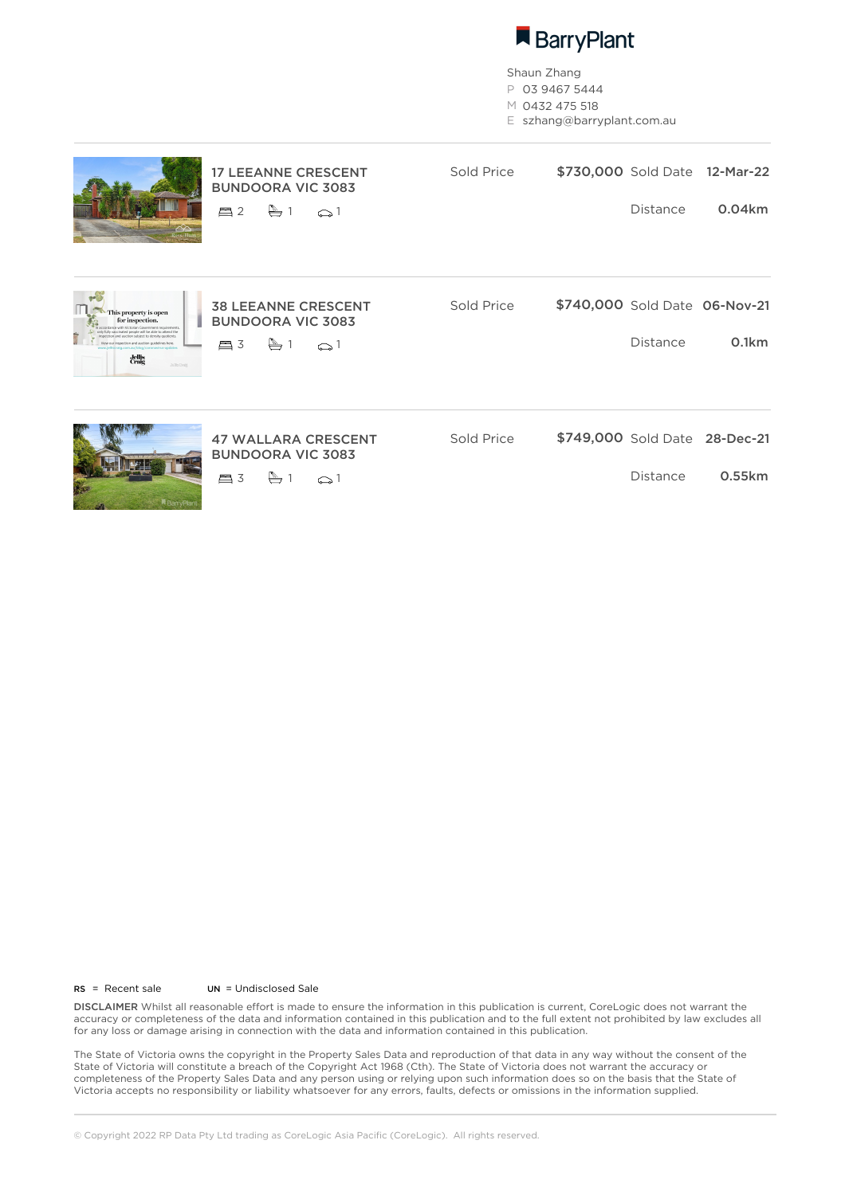BarryPlant

Shaun Zhang
P 03 9467 5444
M 0432 475 518
E szhang@barryplant.com.au

| | | | | | |
|---|---|---|---|---|---|
| 17 LEEANNE CRESCENT BUNDOORA VIC 3083<br>2 bed, 1 bath, 1 car | Sold Price | $730,000 | Sold Date | 12-Mar-22 | |
| | | | Distance | 0.04km | |
| 38 LEEANNE CRESCENT BUNDOORA VIC 3083<br>3 bed, 1 bath, 1 car | Sold Price | $740,000 | Sold Date | 06-Nov-21 | |
| | | | Distance | 0.1km | |
| 47 WALLARA CRESCENT BUNDOORA VIC 3083<br>3 bed, 1 bath, 1 car | Sold Price | $749,000 | Sold Date | 28-Dec-21 | |
| | | | Distance | 0.55km | |

**RS** = Recent sale  **UN** = Undisclosed Sale

**DISCLAIMER** Whilst all reasonable effort is made to ensure the information in this publication is current, CoreLogic does not warrant the accuracy or completeness of the data and information contained in this publication and to the full extent not prohibited by law excludes all for any loss or damage arising in connection with the data and information contained in this publication.

The State of Victoria owns the copyright in the Property Sales Data and reproduction of that data in any way without the consent of the State of Victoria will constitute a breach of the Copyright Act 1968 (Cth). The State of Victoria does not warrant the accuracy or completeness of the Property Sales Data and any person using or relying upon such information does so on the basis that the State of Victoria accepts no responsibility or liability whatsoever for any errors, faults, defects or omissions in the information supplied.

© Copyright 2022 RP Data Pty Ltd trading as CoreLogic Asia Pacific (CoreLogic). All rights reserved.